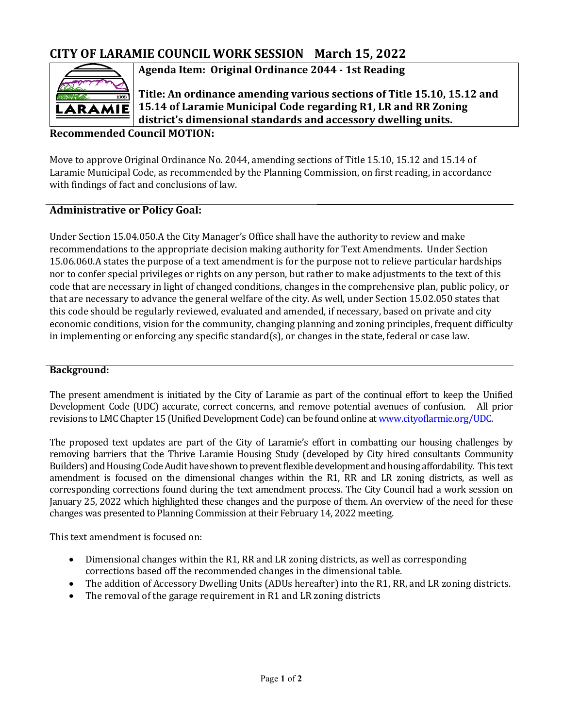# CITY OF LARAMIE COUNCIL WORK SESSION March 15, 2022

**Agenda Item: Original Ordinance 2044 - 1st Reading**

**Title: An ordinance amending various sections of Title 15.10, 15.12 and 15.14 of Laramie Municipal Code regarding R1, LR and RR Zoning district's dimensional standards and accessory dwelling units.**

**Recommended Council MOTION:**

Move to approve Original Ordinance No. 2044, amending sections of Title 15.10, 15.12 and 15.14 of Laramie Municipal Code, as recommended by the Planning Commission, on first reading, in accordance with findings of fact and conclusions of law.

## Administrative or Policy Goal:

Under Section 15.04.050.A the City Manager's Office shall have the authority to review and make recommendations to the appropriate decision making authority for Text Amendments. Under Section 15.06.060.A states the purpose of a text amendment is for the purpose not to relieve particular hardships nor to confer special privileges or rights on any person, but rather to make adjustments to the text of this code that are necessary in light of changed conditions, changes in the comprehensive plan, public policy, or that are necessary to advance the general welfare of the city. As well, under Section 15.02.050 states that this code should be regularly reviewed, evaluated and amended, if necessary, based on private and city economic conditions, vision for the community, changing planning and zoning principles, frequent difficulty in implementing or enforcing any specific standard(s), or changes in the state, federal or case law.

## Background:

The present amendment is initiated by the City of Laramie as part of the continual effort to keep the Unified Development Code (UDC) accurate, correct concerns, and remove potential avenues of confusion. All prior revisions to LMC Chapter 15 (Unified Development Code) can be found online at [www.cityoflarmie.org/UDC](www.cityoflarmie.org/UDC).

The proposed text updates are part of the City of Laramie's effort in combatting our housing challenges by removing barriers that the Thrive Laramie Housing Study (developed by City hired consultants Community Builders) and Housing Code Audit have shown to prevent flexible development and housing affordability. This text amendment is focused on the dimensional changes within the R1, RR and LR zoning districts, as well as corresponding corrections found during the text amendment process. The City Council had a work session on January 25, 2022 which highlighted these changes and the purpose of them. An overview of the need for these changes was presented to Planning Commission at their February 14, 2022 meeting.

This text amendment is focused on:

- Dimensional changes within the R1, RR and LR zoning districts, as well as corresponding corrections based off the recommended changes in the dimensional table.
- The addition of Accessory Dwelling Units (ADUs hereafter) into the R1, RR, and LR zoning districts.
- The removal of the garage requirement in R1 and LR zoning districts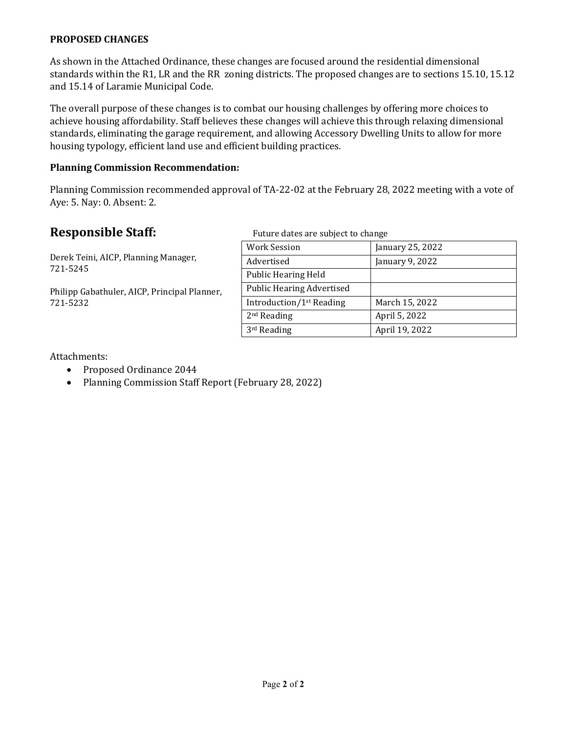**PROPOSED CHANGES**

As shown in the Attached Ordinance, these changes are focused around the residential dimensional standards within the R1, LR and the RR zoning districts. The proposed changes are to sections 15.10, 15.12 and 15.14 of Laramie Municipal Code.

The overall purpose of these changes is to combat our housing challenges by offering more choices to achieve housing affordability. Staff believes these changes will achieve this through relaxing dimensional standards, eliminating the garage requirement, and allowing Accessory Dwelling Units to allow for more housing typology, efficient land use and efficient building practices.

**Planning Commission Recommendation:**

Planning Commission recommended approval of TA-22-02 at the February 28, 2022 meeting with a vote of Aye: 5. Nay: 0. Absent: 2.

## Responsible Staff:

Derek Teini, AICP, Planning Manager, 721-5245

Philipp Gabathuler, AICP, Principal Planner, 721-5232

Future dates are subject to change

| | |
|---|---|
| Work Session | January 25, 2022 |
| Advertised | January 9, 2022 |
| Public Hearing Held | |
| Public Hearing Advertised | |
| Introduction/1st Reading | March 15, 2022 |
| 2nd Reading | April 5, 2022 |
| 3rd Reading | April 19, 2022 |

Attachments:

- Proposed Ordinance 2044
- Planning Commission Staff Report (February 28, 2022)